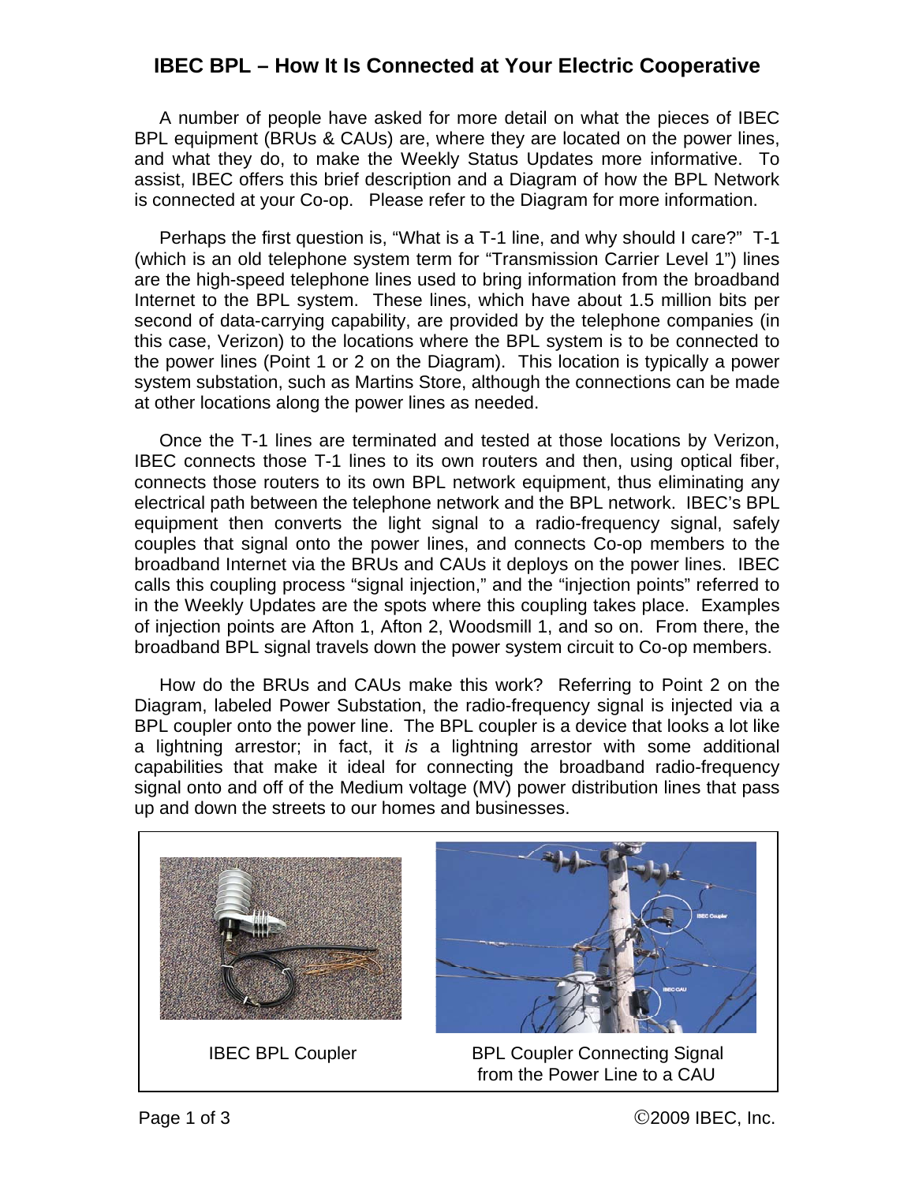# IBEC BPL – How It Is Connected at Your Electric Cooperative

A number of people have asked for more detail on what the pieces of IBEC BPL equipment (BRUs & CAUs) are, where they are located on the power lines, and what they do, to make the Weekly Status Updates more informative. To assist, IBEC offers this brief description and a Diagram of how the BPL Network is connected at your Co-op. Please refer to the Diagram for more information.

Perhaps the first question is, "What is a T-1 line, and why should I care?" T-1 (which is an old telephone system term for "Transmission Carrier Level 1") lines are the high-speed telephone lines used to bring information from the broadband Internet to the BPL system. These lines, which have about 1.5 million bits per second of data-carrying capability, are provided by the telephone companies (in this case, Verizon) to the locations where the BPL system is to be connected to the power lines (Point 1 or 2 on the Diagram). This location is typically a power system substation, such as Martins Store, although the connections can be made at other locations along the power lines as needed.

Once the T-1 lines are terminated and tested at those locations by Verizon, IBEC connects those T-1 lines to its own routers and then, using optical fiber, connects those routers to its own BPL network equipment, thus eliminating any electrical path between the telephone network and the BPL network. IBEC's BPL equipment then converts the light signal to a radio-frequency signal, safely couples that signal onto the power lines, and connects Co-op members to the broadband Internet via the BRUs and CAUs it deploys on the power lines. IBEC calls this coupling process "signal injection," and the "injection points" referred to in the Weekly Updates are the spots where this coupling takes place. Examples of injection points are Afton 1, Afton 2, Woodsmill 1, and so on. From there, the broadband BPL signal travels down the power system circuit to Co-op members.

How do the BRUs and CAUs make this work? Referring to Point 2 on the Diagram, labeled Power Substation, the radio-frequency signal is injected via a BPL coupler onto the power line. The BPL coupler is a device that looks a lot like a lightning arrestor; in fact, it *is* a lightning arrestor with some additional capabilities that make it ideal for connecting the broadband radio-frequency signal onto and off of the Medium voltage (MV) power distribution lines that pass up and down the streets to our homes and businesses.

IBEC BPL Coupler

BPL Coupler Connecting Signal from the Power Line to a CAU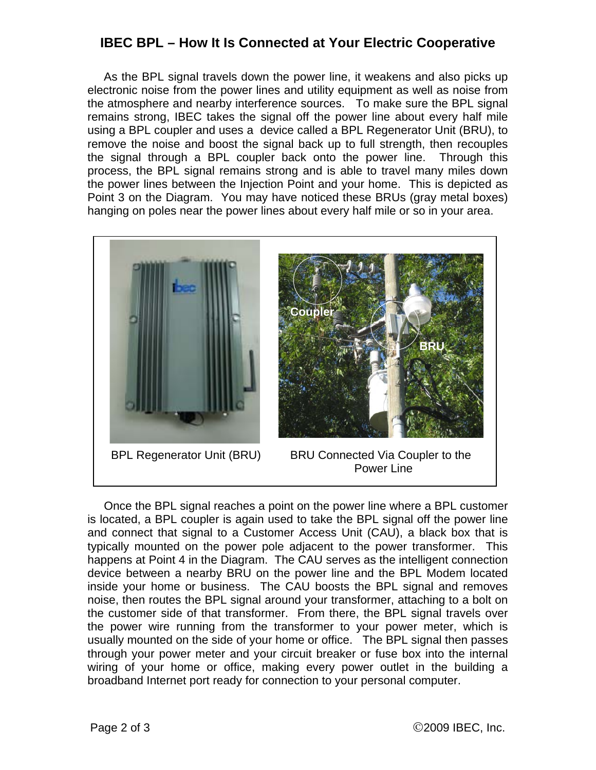# IBEC BPL – How It Is Connected at Your Electric Cooperative

As the BPL signal travels down the power line, it weakens and also picks up electronic noise from the power lines and utility equipment as well as noise from the atmosphere and nearby interference sources. To make sure the BPL signal remains strong, IBEC takes the signal off the power line about every half mile using a BPL coupler and uses a device called a BPL Regenerator Unit (BRU), to remove the noise and boost the signal back up to full strength, then recouples the signal through a BPL coupler back onto the power line. Through this process, the BPL signal remains strong and is able to travel many miles down the power lines between the Injection Point and your home. This is depicted as Point 3 on the Diagram. You may have noticed these BRUs (gray metal boxes) hanging on poles near the power lines about every half mile or so in your area.

BPL Regenerator Unit (BRU)

BRU Connected Via Coupler to the Power Line

Once the BPL signal reaches a point on the power line where a BPL customer is located, a BPL coupler is again used to take the BPL signal off the power line and connect that signal to a Customer Access Unit (CAU), a black box that is typically mounted on the power pole adjacent to the power transformer. This happens at Point 4 in the Diagram. The CAU serves as the intelligent connection device between a nearby BRU on the power line and the BPL Modem located inside your home or business. The CAU boosts the BPL signal and removes noise, then routes the BPL signal around your transformer, attaching to a bolt on the customer side of that transformer. From there, the BPL signal travels over the power wire running from the transformer to your power meter, which is usually mounted on the side of your home or office. The BPL signal then passes through your power meter and your circuit breaker or fuse box into the internal wiring of your home or office, making every power outlet in the building a broadband Internet port ready for connection to your personal computer.

©2009 IBEC, Inc.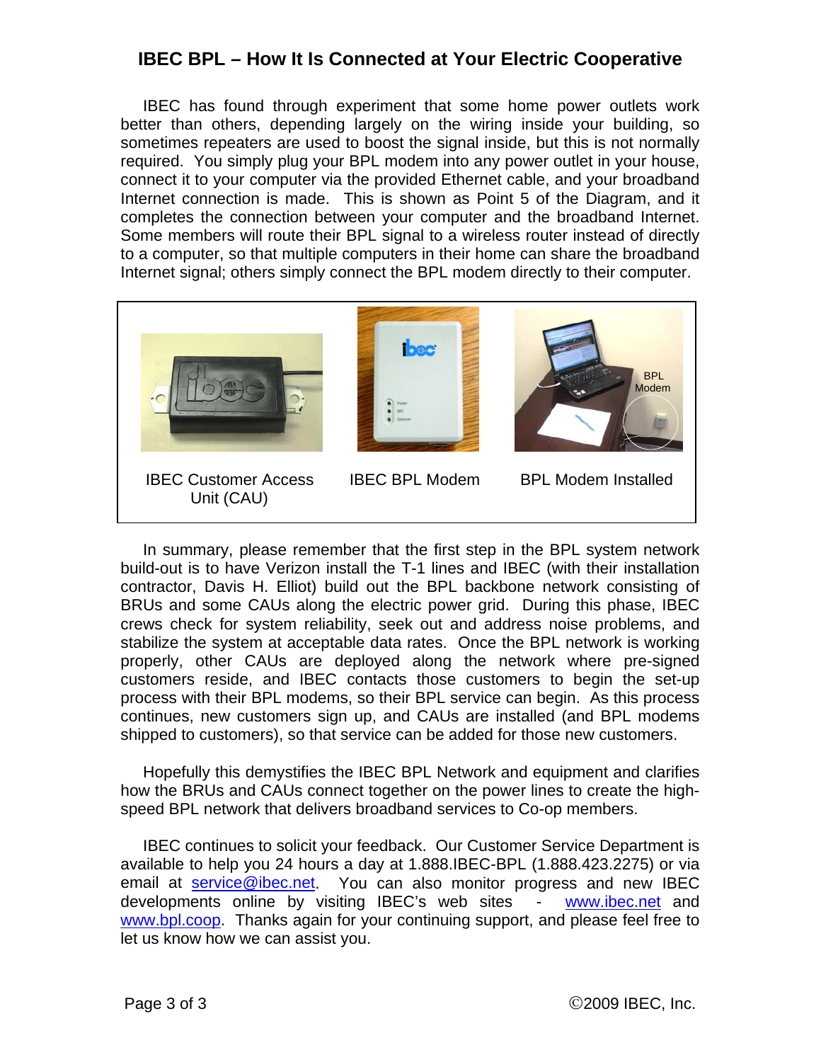## IBEC BPL – How It Is Connected at Your Electric Cooperative

IBEC has found through experiment that some home power outlets work better than others, depending largely on the wiring inside your building, so sometimes repeaters are used to boost the signal inside, but this is not normally required. You simply plug your BPL modem into any power outlet in your house, connect it to your computer via the provided Ethernet cable, and your broadband Internet connection is made. This is shown as Point 5 of the Diagram, and it completes the connection between your computer and the broadband Internet. Some members will route their BPL signal to a wireless router instead of directly to a computer, so that multiple computers in their home can share the broadband Internet signal; others simply connect the BPL modem directly to their computer.

IBEC Customer Access Unit (CAU)

IBEC BPL Modem

BPL Modem Installed

In summary, please remember that the first step in the BPL system network build-out is to have Verizon install the T-1 lines and IBEC (with their installation contractor, Davis H. Elliot) build out the BPL backbone network consisting of BRUs and some CAUs along the electric power grid. During this phase, IBEC crews check for system reliability, seek out and address noise problems, and stabilize the system at acceptable data rates. Once the BPL network is working properly, other CAUs are deployed along the network where pre-signed customers reside, and IBEC contacts those customers to begin the set-up process with their BPL modems, so their BPL service can begin. As this process continues, new customers sign up, and CAUs are installed (and BPL modems shipped to customers), so that service can be added for those new customers.

Hopefully this demystifies the IBEC BPL Network and equipment and clarifies how the BRUs and CAUs connect together on the power lines to create the high-speed BPL network that delivers broadband services to Co-op members.

IBEC continues to solicit your feedback. Our Customer Service Department is available to help you 24 hours a day at 1.888.IBEC-BPL (1.888.423.2275) or via email at service@ibec.net. You can also monitor progress and new IBEC developments online by visiting IBEC's web sites - www.ibec.net and www.bpl.coop. Thanks again for your continuing support, and please feel free to let us know how we can assist you.

©2009 IBEC, Inc.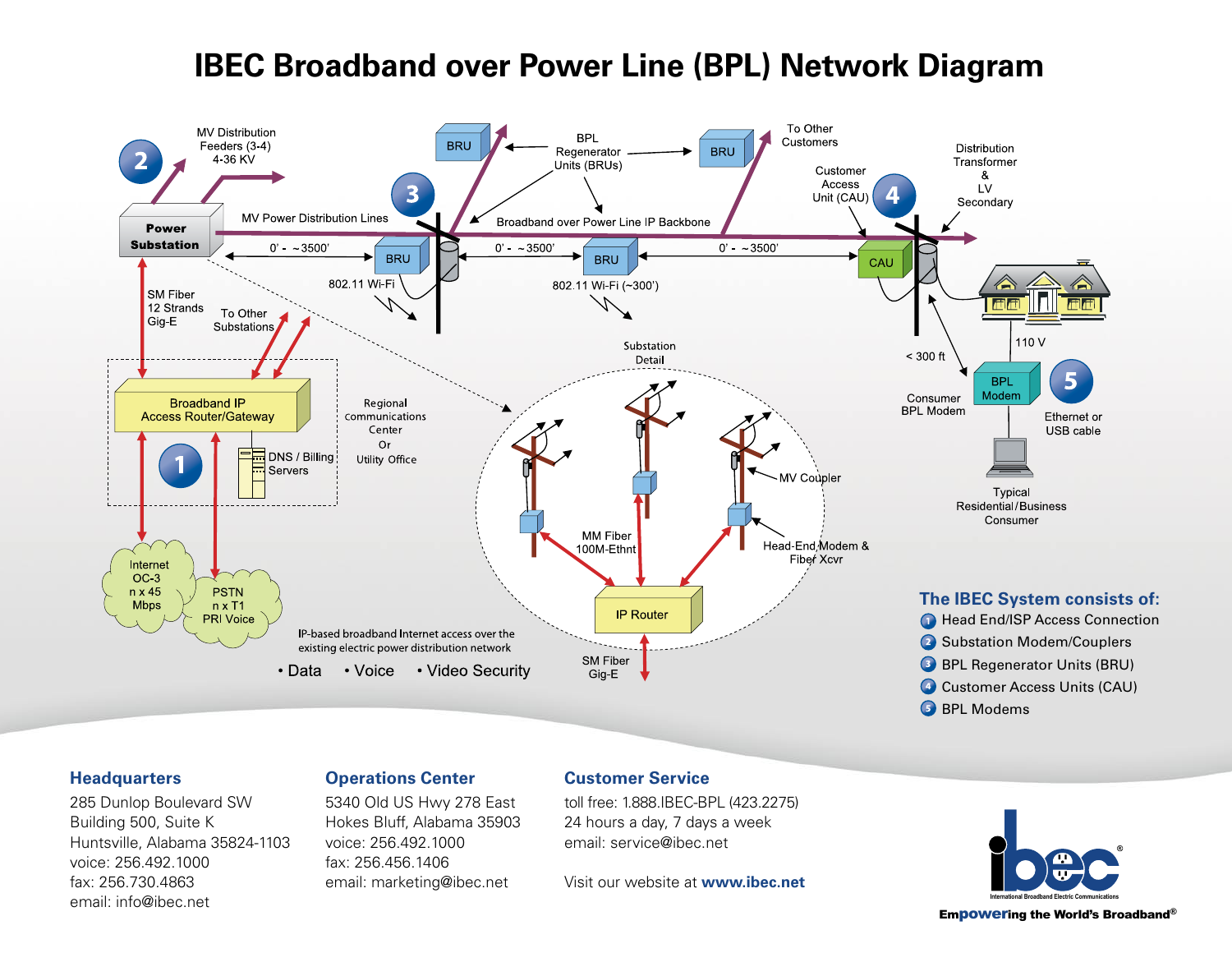# IBEC Broadband over Power Line (BPL) Network Diagram

2
MV Distribution Feeders (3-4) 4-36 KV

Power Substation

MV Power Distribution Lines

SM Fiber 12 Strands Gig-E

To Other Substations

Broadband IP Access Router/Gateway

1

DNS / Billing Servers

Regional communications Center Or Utility Office

Internet OC-3 n x 45 Mbps

PSTN n x T1 PRI Voice

3
BRU
BPL Regenerator Units (BRUs)
BRU
To Other Customers
Broadband over Power Line IP Backbone

0' - ~3500'
BRU
802.11 Wi-Fi
0' - ~3500'
BRU
802.11 Wi-Fi (~300')
0' - ~3500'

Customer Access Unit (CAU)
4
CAU

Distribution Transformer & LV Secondary

110 V

< 300 ft

Consumer BPL Modem

BPL Modem

5

Ethernet or USB cable

Typical Residential/Business Consumer

Substation Detail

MV Coupler

MM Fiber 100M-Ethnt

Head-End Modem & Fiber Xcvr

IP Router

SM Fiber Gig-E

IP-based broadband Internet access over the existing electric power distribution network

- Data
- Voice
- Video Security

## The IBEC System consists of:

1. Head End/ISP Access Connection
2. Substation Modem/Couplers
3. BPL Regenerator Units (BRU)
4. Customer Access Units (CAU)
5. BPL Modems

### Headquarters

285 Dunlop Boulevard SW
Building 500, Suite K
Huntsville, Alabama 35824-1103
voice: 256.492.1000
fax: 256.730.4863
email: info@ibec.net

### Operations Center

5340 Old US Hwy 278 East
Hokes Bluff, Alabama 35903
voice: 256.492.1000
fax: 256.456.1406
email: marketing@ibec.net

### Customer Service

toll free: 1.888.IBEC-BPL (423.2275)
24 hours a day, 7 days a week
email: service@ibec.net

Visit our website at **www.ibec.net**

ibec®
International Broadband Electric Communications

**Empowering the World's Broadband®**